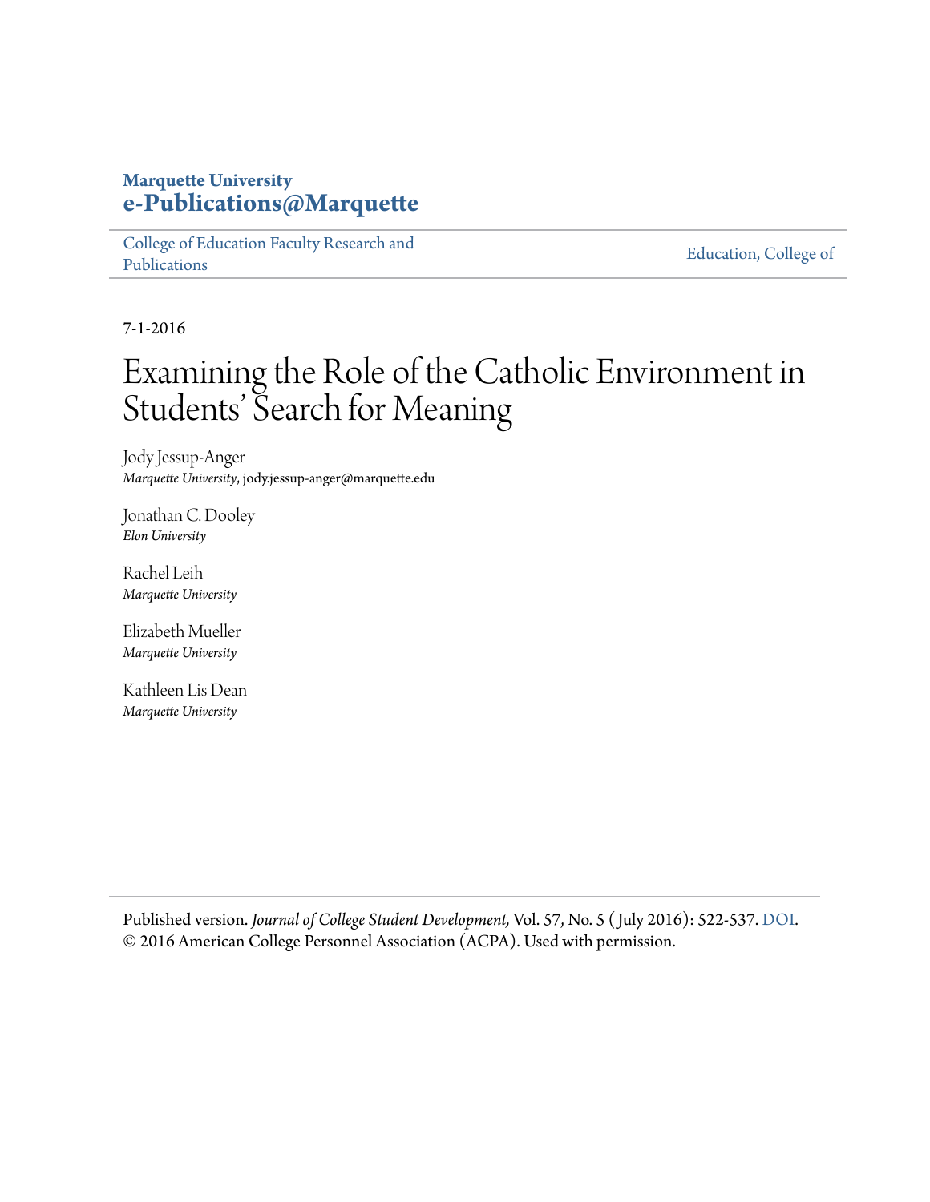**Marquette University**
**e-Publications@Marquette**

College of Education Faculty Research and Publications | Education, College of

7-1-2016

# Examining the Role of the Catholic Environment in Students' Search for Meaning

Jody Jessup-Anger
*Marquette University*, jody.jessup-anger@marquette.edu

Jonathan C. Dooley
*Elon University*

Rachel Leih
*Marquette University*

Elizabeth Mueller
*Marquette University*

Kathleen Lis Dean
*Marquette University*

Published version. *Journal of College Student Development,* Vol. 57, No. 5 ( July 2016): 522-537. DOI.
© 2016 American College Personnel Association (ACPA). Used with permission.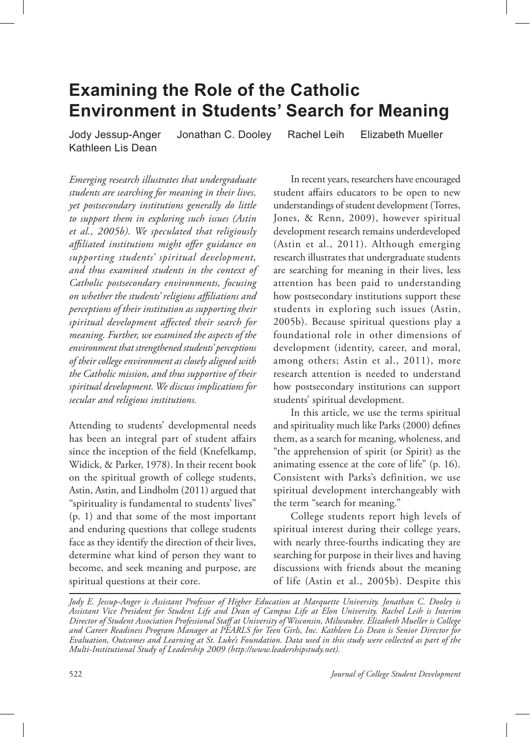# Examining the Role of the Catholic Environment in Students' Search for Meaning

Jody Jessup-Anger Jonathan C. Dooley Rachel Leih Elizabeth Mueller Kathleen Lis Dean

*Emerging research illustrates that undergraduate students are searching for meaning in their lives, yet postsecondary institutions generally do little to support them in exploring such issues (Astin et al., 2005b). We speculated that religiously affiliated institutions might offer guidance on supporting students' spiritual development, and thus examined students in the context of Catholic postsecondary environments, focusing on whether the students' religious affiliations and perceptions of their institution as supporting their spiritual development affected their search for meaning. Further, we examined the aspects of the environment that strengthened students' perceptions of their college environment as closely aligned with the Catholic mission, and thus supportive of their spiritual development. We discuss implications for secular and religious institutions.*

Attending to students' developmental needs has been an integral part of student affairs since the inception of the field (Knefelkamp, Widick, & Parker, 1978). In their recent book on the spiritual growth of college students, Astin, Astin, and Lindholm (2011) argued that "spirituality is fundamental to students' lives" (p. 1) and that some of the most important and enduring questions that college students face as they identify the direction of their lives, determine what kind of person they want to become, and seek meaning and purpose, are spiritual questions at their core.

In recent years, researchers have encouraged student affairs educators to be open to new understandings of student development (Torres, Jones, & Renn, 2009), however spiritual development research remains underdeveloped (Astin et al., 2011). Although emerging research illustrates that undergraduate students are searching for meaning in their lives, less attention has been paid to understanding how postsecondary institutions support these students in exploring such issues (Astin, 2005b). Because spiritual questions play a foundational role in other dimensions of development (identity, career, and moral, among others; Astin et al., 2011), more research attention is needed to understand how postsecondary institutions can support students' spiritual development.

In this article, we use the terms spiritual and spirituality much like Parks (2000) defines them, as a search for meaning, wholeness, and "the apprehension of spirit (or Spirit) as the animating essence at the core of life" (p. 16). Consistent with Parks's definition, we use spiritual development interchangeably with the term "search for meaning."

College students report high levels of spiritual interest during their college years, with nearly three-fourths indicating they are searching for purpose in their lives and having discussions with friends about the meaning of life (Astin et al., 2005b). Despite this

*Jody E. Jessup-Anger is Assistant Professor of Higher Education at Marquette University. Jonathan C. Dooley is Assistant Vice President for Student Life and Dean of Campus Life at Elon University. Rachel Leih is Interim Director of Student Association Professional Staff at University of Wisconsin, Milwaukee. Elizabeth Mueller is College and Career Readiness Program Manager at PEARLS for Teen Girls, Inc. Kathleen Lis Dean is Senior Director for Evaluation, Outcomes and Learning at St. Luke's Foundation. Data used in this study were collected as part of the Multi-Institutional Study of Leadership 2009 (http://www.leadershipstudy.net).*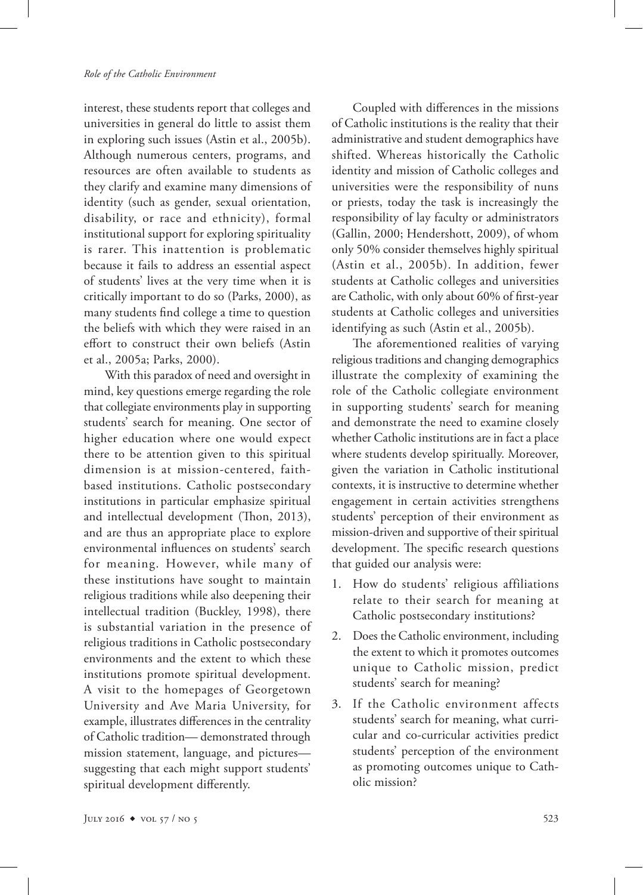interest, these students report that colleges and universities in general do little to assist them in exploring such issues (Astin et al., 2005b). Although numerous centers, programs, and resources are often available to students as they clarify and examine many dimensions of identity (such as gender, sexual orientation, disability, or race and ethnicity), formal institutional support for exploring spirituality is rarer. This inattention is problematic because it fails to address an essential aspect of students' lives at the very time when it is critically important to do so (Parks, 2000), as many students find college a time to question the beliefs with which they were raised in an effort to construct their own beliefs (Astin et al., 2005a; Parks, 2000).

With this paradox of need and oversight in mind, key questions emerge regarding the role that collegiate environments play in supporting students' search for meaning. One sector of higher education where one would expect there to be attention given to this spiritual dimension is at mission-centered, faith-based institutions. Catholic postsecondary institutions in particular emphasize spiritual and intellectual development (Thon, 2013), and are thus an appropriate place to explore environmental influences on students' search for meaning. However, while many of these institutions have sought to maintain religious traditions while also deepening their intellectual tradition (Buckley, 1998), there is substantial variation in the presence of religious traditions in Catholic postsecondary environments and the extent to which these institutions promote spiritual development. A visit to the homepages of Georgetown University and Ave Maria University, for example, illustrates differences in the centrality of Catholic tradition— demonstrated through mission statement, language, and pictures— suggesting that each might support students' spiritual development differently.

Coupled with differences in the missions of Catholic institutions is the reality that their administrative and student demographics have shifted. Whereas historically the Catholic identity and mission of Catholic colleges and universities were the responsibility of nuns or priests, today the task is increasingly the responsibility of lay faculty or administrators (Gallin, 2000; Hendershott, 2009), of whom only 50% consider themselves highly spiritual (Astin et al., 2005b). In addition, fewer students at Catholic colleges and universities are Catholic, with only about 60% of first-year students at Catholic colleges and universities identifying as such (Astin et al., 2005b).

The aforementioned realities of varying religious traditions and changing demographics illustrate the complexity of examining the role of the Catholic collegiate environment in supporting students' search for meaning and demonstrate the need to examine closely whether Catholic institutions are in fact a place where students develop spiritually. Moreover, given the variation in Catholic institutional contexts, it is instructive to determine whether engagement in certain activities strengthens students' perception of their environment as mission-driven and supportive of their spiritual development. The specific research questions that guided our analysis were:

1. How do students' religious affiliations relate to their search for meaning at Catholic postsecondary institutions?
2. Does the Catholic environment, including the extent to which it promotes outcomes unique to Catholic mission, predict students' search for meaning?
3. If the Catholic environment affects students' search for meaning, what curricular and co-curricular activities predict students' perception of the environment as promoting outcomes unique to Catholic mission?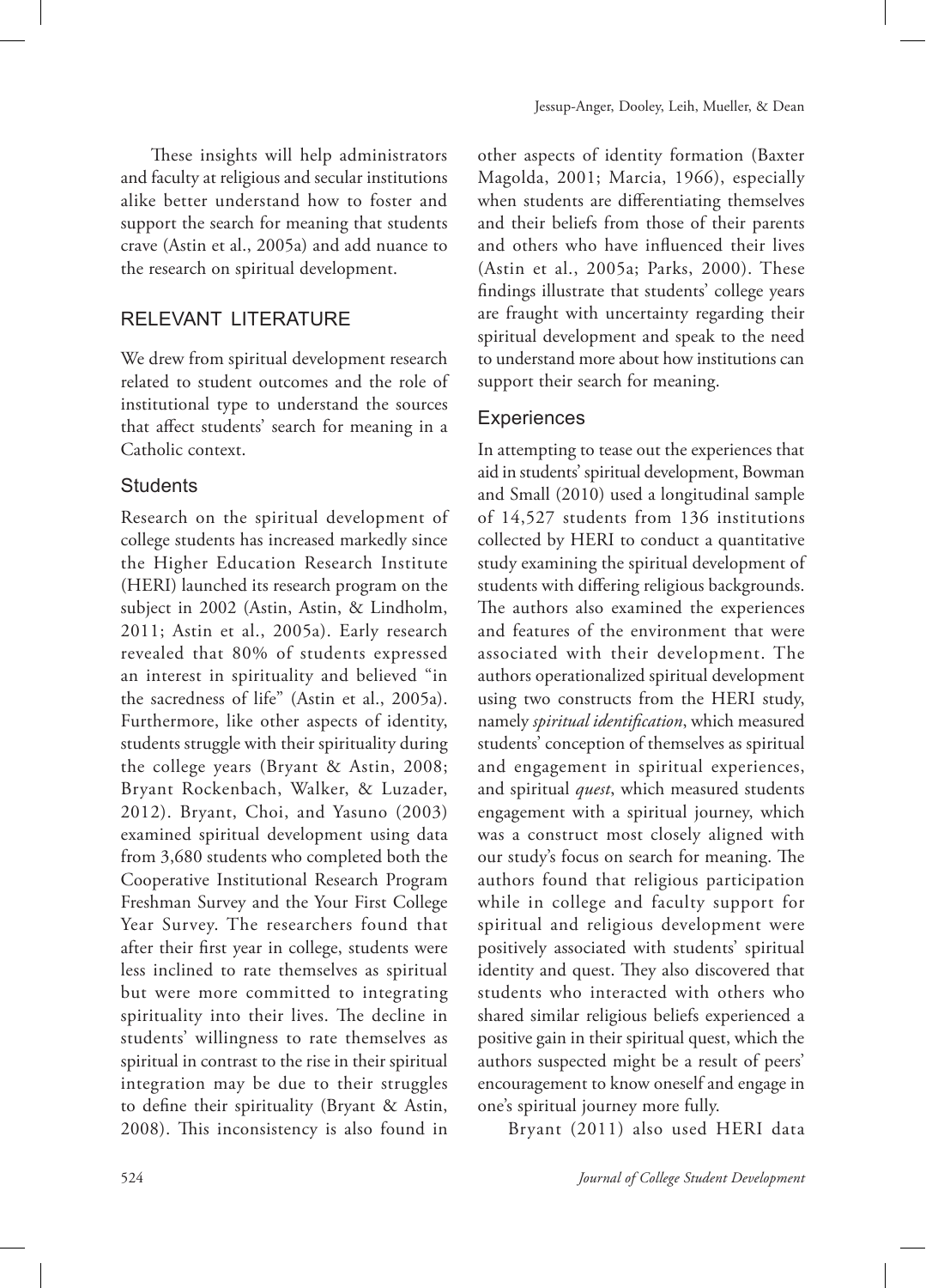These insights will help administrators and faculty at religious and secular institutions alike better understand how to foster and support the search for meaning that students crave (Astin et al., 2005a) and add nuance to the research on spiritual development.

## RELEVANT LITERATURE

We drew from spiritual development research related to student outcomes and the role of institutional type to understand the sources that affect students' search for meaning in a Catholic context.

### Students

Research on the spiritual development of college students has increased markedly since the Higher Education Research Institute (HERI) launched its research program on the subject in 2002 (Astin, Astin, & Lindholm, 2011; Astin et al., 2005a). Early research revealed that 80% of students expressed an interest in spirituality and believed "in the sacredness of life" (Astin et al., 2005a). Furthermore, like other aspects of identity, students struggle with their spirituality during the college years (Bryant & Astin, 2008; Bryant Rockenbach, Walker, & Luzader, 2012). Bryant, Choi, and Yasuno (2003) examined spiritual development using data from 3,680 students who completed both the Cooperative Institutional Research Program Freshman Survey and the Your First College Year Survey. The researchers found that after their first year in college, students were less inclined to rate themselves as spiritual but were more committed to integrating spirituality into their lives. The decline in students' willingness to rate themselves as spiritual in contrast to the rise in their spiritual integration may be due to their struggles to define their spirituality (Bryant & Astin, 2008). This inconsistency is also found in other aspects of identity formation (Baxter Magolda, 2001; Marcia, 1966), especially when students are differentiating themselves and their beliefs from those of their parents and others who have influenced their lives (Astin et al., 2005a; Parks, 2000). These findings illustrate that students' college years are fraught with uncertainty regarding their spiritual development and speak to the need to understand more about how institutions can support their search for meaning.

### Experiences

In attempting to tease out the experiences that aid in students' spiritual development, Bowman and Small (2010) used a longitudinal sample of 14,527 students from 136 institutions collected by HERI to conduct a quantitative study examining the spiritual development of students with differing religious backgrounds. The authors also examined the experiences and features of the environment that were associated with their development. The authors operationalized spiritual development using two constructs from the HERI study, namely *spiritual identification*, which measured students' conception of themselves as spiritual and engagement in spiritual experiences, and spiritual *quest*, which measured students engagement with a spiritual journey, which was a construct most closely aligned with our study's focus on search for meaning. The authors found that religious participation while in college and faculty support for spiritual and religious development were positively associated with students' spiritual identity and quest. They also discovered that students who interacted with others who shared similar religious beliefs experienced a positive gain in their spiritual quest, which the authors suspected might be a result of peers' encouragement to know oneself and engage in one's spiritual journey more fully.

Bryant (2011) also used HERI data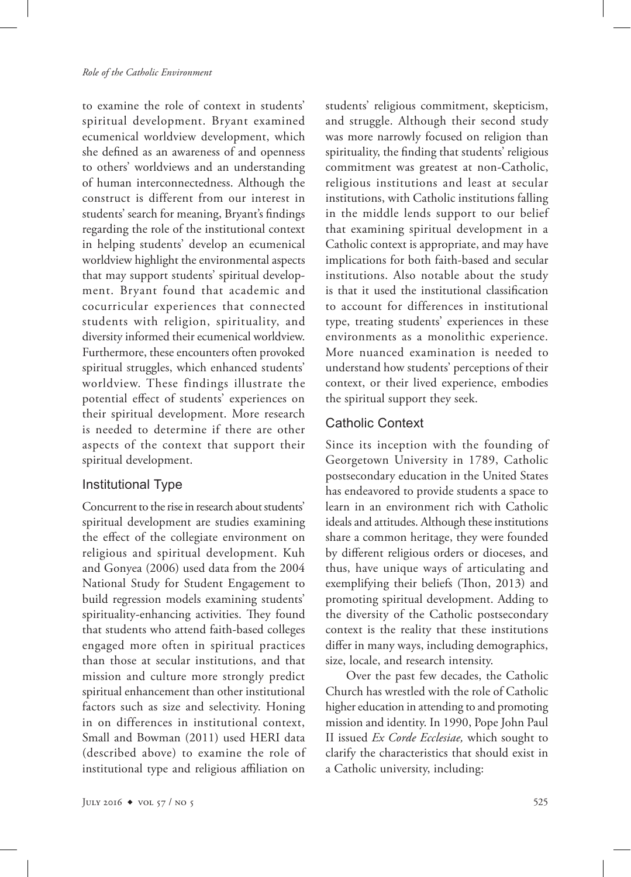to examine the role of context in students' spiritual development. Bryant examined ecumenical worldview development, which she defined as an awareness of and openness to others' worldviews and an understanding of human interconnectedness. Although the construct is different from our interest in students' search for meaning, Bryant's findings regarding the role of the institutional context in helping students' develop an ecumenical worldview highlight the environmental aspects that may support students' spiritual development. Bryant found that academic and cocurricular experiences that connected students with religion, spirituality, and diversity informed their ecumenical worldview. Furthermore, these encounters often provoked spiritual struggles, which enhanced students' worldview. These findings illustrate the potential effect of students' experiences on their spiritual development. More research is needed to determine if there are other aspects of the context that support their spiritual development.

## Institutional Type

Concurrent to the rise in research about students' spiritual development are studies examining the effect of the collegiate environment on religious and spiritual development. Kuh and Gonyea (2006) used data from the 2004 National Study for Student Engagement to build regression models examining students' spirituality-enhancing activities. They found that students who attend faith-based colleges engaged more often in spiritual practices than those at secular institutions, and that mission and culture more strongly predict spiritual enhancement than other institutional factors such as size and selectivity. Honing in on differences in institutional context, Small and Bowman (2011) used HERI data (described above) to examine the role of institutional type and religious affiliation on students' religious commitment, skepticism, and struggle. Although their second study was more narrowly focused on religion than spirituality, the finding that students' religious commitment was greatest at non-Catholic, religious institutions and least at secular institutions, with Catholic institutions falling in the middle lends support to our belief that examining spiritual development in a Catholic context is appropriate, and may have implications for both faith-based and secular institutions. Also notable about the study is that it used the institutional classification to account for differences in institutional type, treating students' experiences in these environments as a monolithic experience. More nuanced examination is needed to understand how students' perceptions of their context, or their lived experience, embodies the spiritual support they seek.

## Catholic Context

Since its inception with the founding of Georgetown University in 1789, Catholic postsecondary education in the United States has endeavored to provide students a space to learn in an environment rich with Catholic ideals and attitudes. Although these institutions share a common heritage, they were founded by different religious orders or dioceses, and thus, have unique ways of articulating and exemplifying their beliefs (Thon, 2013) and promoting spiritual development. Adding to the diversity of the Catholic postsecondary context is the reality that these institutions differ in many ways, including demographics, size, locale, and research intensity.

Over the past few decades, the Catholic Church has wrestled with the role of Catholic higher education in attending to and promoting mission and identity. In 1990, Pope John Paul II issued *Ex Corde Ecclesiae,* which sought to clarify the characteristics that should exist in a Catholic university, including: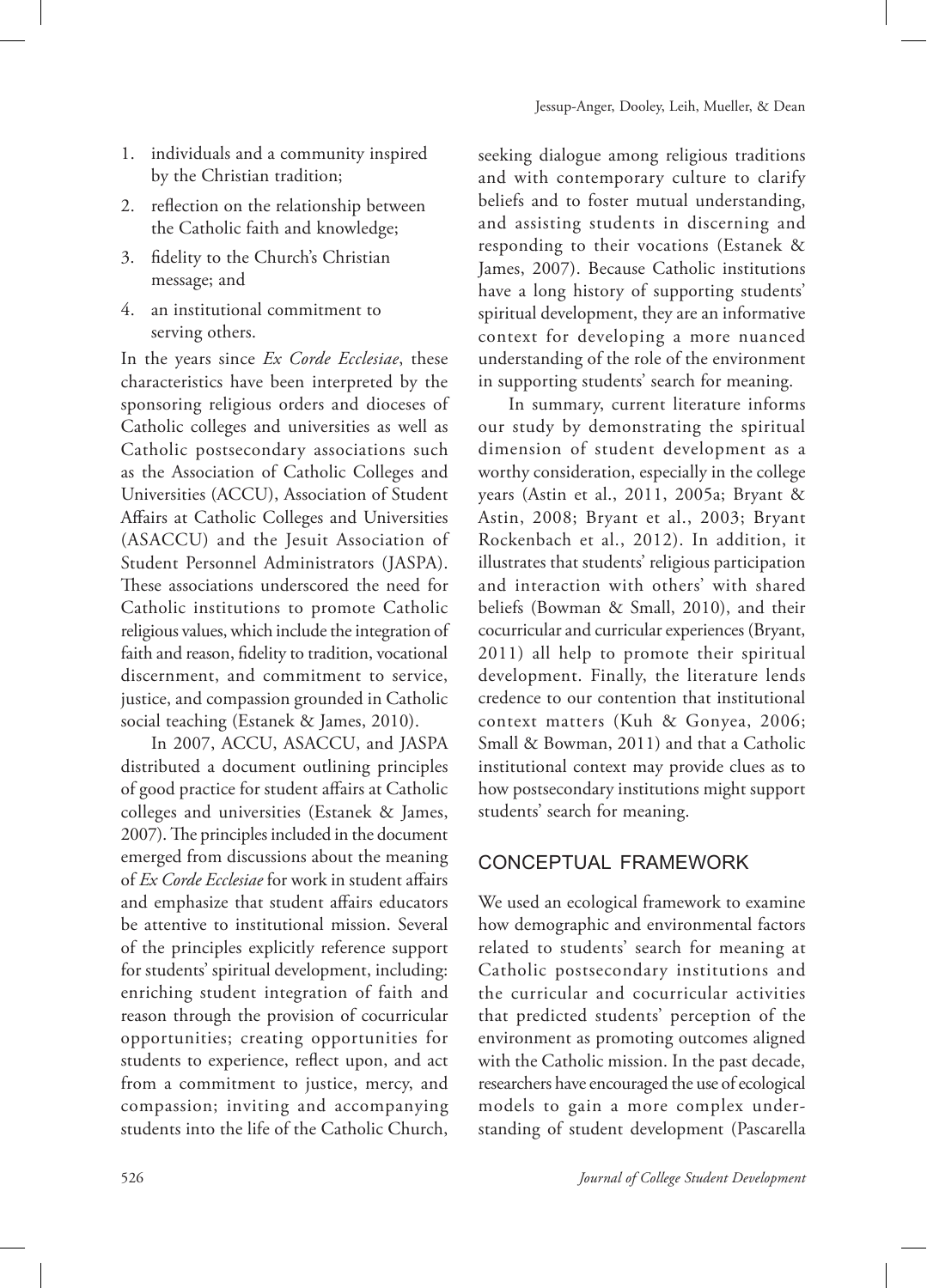1. individuals and a community inspired by the Christian tradition;
2. reflection on the relationship between the Catholic faith and knowledge;
3. fidelity to the Church's Christian message; and
4. an institutional commitment to serving others.

In the years since *Ex Corde Ecclesiae*, these characteristics have been interpreted by the sponsoring religious orders and dioceses of Catholic colleges and universities as well as Catholic postsecondary associations such as the Association of Catholic Colleges and Universities (ACCU), Association of Student Affairs at Catholic Colleges and Universities (ASACCU) and the Jesuit Association of Student Personnel Administrators (JASPA). These associations underscored the need for Catholic institutions to promote Catholic religious values, which include the integration of faith and reason, fidelity to tradition, vocational discernment, and commitment to service, justice, and compassion grounded in Catholic social teaching (Estanek & James, 2010).

In 2007, ACCU, ASACCU, and JASPA distributed a document outlining principles of good practice for student affairs at Catholic colleges and universities (Estanek & James, 2007). The principles included in the document emerged from discussions about the meaning of *Ex Corde Ecclesiae* for work in student affairs and emphasize that student affairs educators be attentive to institutional mission. Several of the principles explicitly reference support for students' spiritual development, including: enriching student integration of faith and reason through the provision of cocurricular opportunities; creating opportunities for students to experience, reflect upon, and act from a commitment to justice, mercy, and compassion; inviting and accompanying students into the life of the Catholic Church, seeking dialogue among religious traditions and with contemporary culture to clarify beliefs and to foster mutual understanding, and assisting students in discerning and responding to their vocations (Estanek & James, 2007). Because Catholic institutions have a long history of supporting students' spiritual development, they are an informative context for developing a more nuanced understanding of the role of the environment in supporting students' search for meaning.

In summary, current literature informs our study by demonstrating the spiritual dimension of student development as a worthy consideration, especially in the college years (Astin et al., 2011, 2005a; Bryant & Astin, 2008; Bryant et al., 2003; Bryant Rockenbach et al., 2012). In addition, it illustrates that students' religious participation and interaction with others' with shared beliefs (Bowman & Small, 2010), and their cocurricular and curricular experiences (Bryant, 2011) all help to promote their spiritual development. Finally, the literature lends credence to our contention that institutional context matters (Kuh & Gonyea, 2006; Small & Bowman, 2011) and that a Catholic institutional context may provide clues as to how postsecondary institutions might support students' search for meaning.

## CONCEPTUAL FRAMEWORK

We used an ecological framework to examine how demographic and environmental factors related to students' search for meaning at Catholic postsecondary institutions and the curricular and cocurricular activities that predicted students' perception of the environment as promoting outcomes aligned with the Catholic mission. In the past decade, researchers have encouraged the use of ecological models to gain a more complex understanding of student development (Pascarella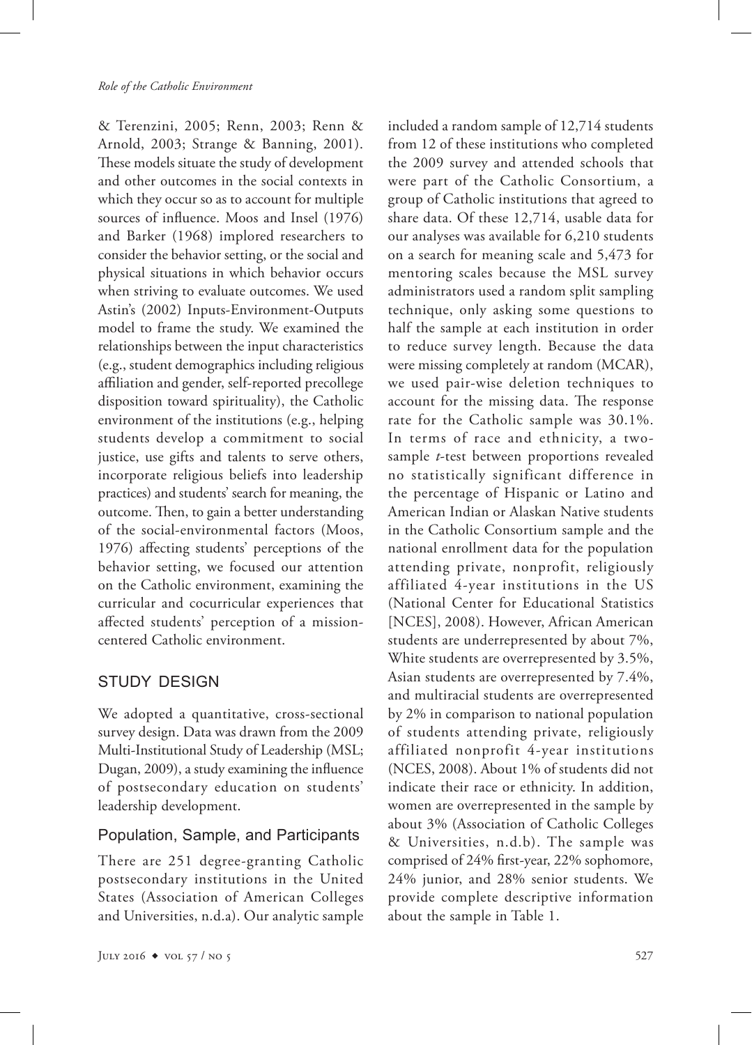& Terenzini, 2005; Renn, 2003; Renn & Arnold, 2003; Strange & Banning, 2001). These models situate the study of development and other outcomes in the social contexts in which they occur so as to account for multiple sources of influence. Moos and Insel (1976) and Barker (1968) implored researchers to consider the behavior setting, or the social and physical situations in which behavior occurs when striving to evaluate outcomes. We used Astin's (2002) Inputs-Environment-Outputs model to frame the study. We examined the relationships between the input characteristics (e.g., student demographics including religious affiliation and gender, self-reported precollege disposition toward spirituality), the Catholic environment of the institutions (e.g., helping students develop a commitment to social justice, use gifts and talents to serve others, incorporate religious beliefs into leadership practices) and students' search for meaning, the outcome. Then, to gain a better understanding of the social-environmental factors (Moos, 1976) affecting students' perceptions of the behavior setting, we focused our attention on the Catholic environment, examining the curricular and cocurricular experiences that affected students' perception of a mission-centered Catholic environment.

## STUDY DESIGN

We adopted a quantitative, cross-sectional survey design. Data was drawn from the 2009 Multi-Institutional Study of Leadership (MSL; Dugan, 2009), a study examining the influence of postsecondary education on students' leadership development.

### Population, Sample, and Participants

There are 251 degree-granting Catholic postsecondary institutions in the United States (Association of American Colleges and Universities, n.d.a). Our analytic sample included a random sample of 12,714 students from 12 of these institutions who completed the 2009 survey and attended schools that were part of the Catholic Consortium, a group of Catholic institutions that agreed to share data. Of these 12,714, usable data for our analyses was available for 6,210 students on a search for meaning scale and 5,473 for mentoring scales because the MSL survey administrators used a random split sampling technique, only asking some questions to half the sample at each institution in order to reduce survey length. Because the data were missing completely at random (MCAR), we used pair-wise deletion techniques to account for the missing data. The response rate for the Catholic sample was 30.1%. In terms of race and ethnicity, a two-sample *t*-test between proportions revealed no statistically significant difference in the percentage of Hispanic or Latino and American Indian or Alaskan Native students in the Catholic Consortium sample and the national enrollment data for the population attending private, nonprofit, religiously affiliated 4-year institutions in the US (National Center for Educational Statistics [NCES], 2008). However, African American students are underrepresented by about 7%, White students are overrepresented by 3.5%, Asian students are overrepresented by 7.4%, and multiracial students are overrepresented by 2% in comparison to national population of students attending private, religiously affiliated nonprofit 4-year institutions (NCES, 2008). About 1% of students did not indicate their race or ethnicity. In addition, women are overrepresented in the sample by about 3% (Association of Catholic Colleges & Universities, n.d.b). The sample was comprised of 24% first-year, 22% sophomore, 24% junior, and 28% senior students. We provide complete descriptive information about the sample in Table 1.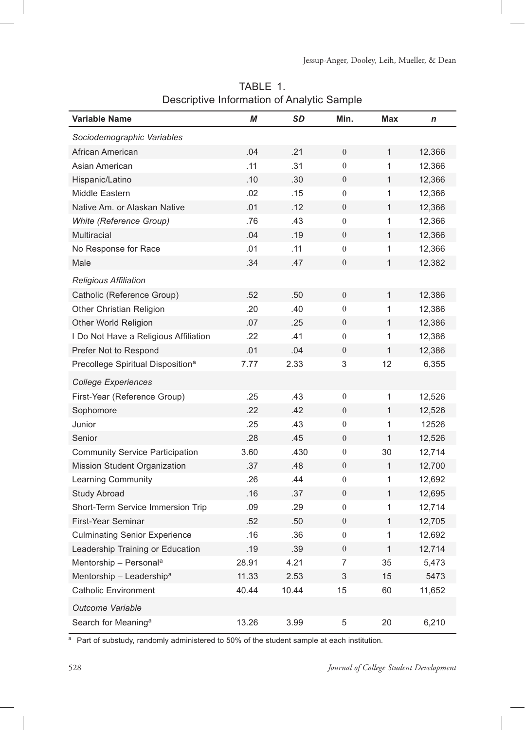TABLE 1.
Descriptive Information of Analytic Sample

| Variable Name | *M* | *SD* | Min. | Max | *n* |
|---|---|---|---|---|---|
| *Sociodemographic Variables* | | | | | |
| African American | .04 | .21 | 0 | 1 | 12,366 |
| Asian American | .11 | .31 | 0 | 1 | 12,366 |
| Hispanic/Latino | .10 | .30 | 0 | 1 | 12,366 |
| Middle Eastern | .02 | .15 | 0 | 1 | 12,366 |
| Native Am. or Alaskan Native | .01 | .12 | 0 | 1 | 12,366 |
| *White (Reference Group)* | .76 | .43 | 0 | 1 | 12,366 |
| Multiracial | .04 | .19 | 0 | 1 | 12,366 |
| No Response for Race | .01 | .11 | 0 | 1 | 12,366 |
| Male | .34 | .47 | 0 | 1 | 12,382 |
| *Religious Affiliation* | | | | | |
| Catholic (Reference Group) | .52 | .50 | 0 | 1 | 12,386 |
| Other Christian Religion | .20 | .40 | 0 | 1 | 12,386 |
| Other World Religion | .07 | .25 | 0 | 1 | 12,386 |
| I Do Not Have a Religious Affiliation | .22 | .41 | 0 | 1 | 12,386 |
| Prefer Not to Respond | .01 | .04 | 0 | 1 | 12,386 |
| Precollege Spiritual Disposition[a] | 7.77 | 2.33 | 3 | 12 | 6,355 |
| *College Experiences* | | | | | |
| First-Year (Reference Group) | .25 | .43 | 0 | 1 | 12,526 |
| Sophomore | .22 | .42 | 0 | 1 | 12,526 |
| Junior | .25 | .43 | 0 | 1 | 12526 |
| Senior | .28 | .45 | 0 | 1 | 12,526 |
| Community Service Participation | 3.60 | .430 | 0 | 30 | 12,714 |
| Mission Student Organization | .37 | .48 | 0 | 1 | 12,700 |
| Learning Community | .26 | .44 | 0 | 1 | 12,692 |
| Study Abroad | .16 | .37 | 0 | 1 | 12,695 |
| Short-Term Service Immersion Trip | .09 | .29 | 0 | 1 | 12,714 |
| First-Year Seminar | .52 | .50 | 0 | 1 | 12,705 |
| Culminating Senior Experience | .16 | .36 | 0 | 1 | 12,692 |
| Leadership Training or Education | .19 | .39 | 0 | 1 | 12,714 |
| Mentorship – Personal[a] | 28.91 | 4.21 | 7 | 35 | 5,473 |
| Mentorship – Leadership[a] | 11.33 | 2.53 | 3 | 15 | 5473 |
| Catholic Environment | 40.44 | 10.44 | 15 | 60 | 11,652 |
| *Outcome Variable* | | | | | |
| Search for Meaning[a] | 13.26 | 3.99 | 5 | 20 | 6,210 |

[a] Part of substudy, randomly administered to 50% of the student sample at each institution.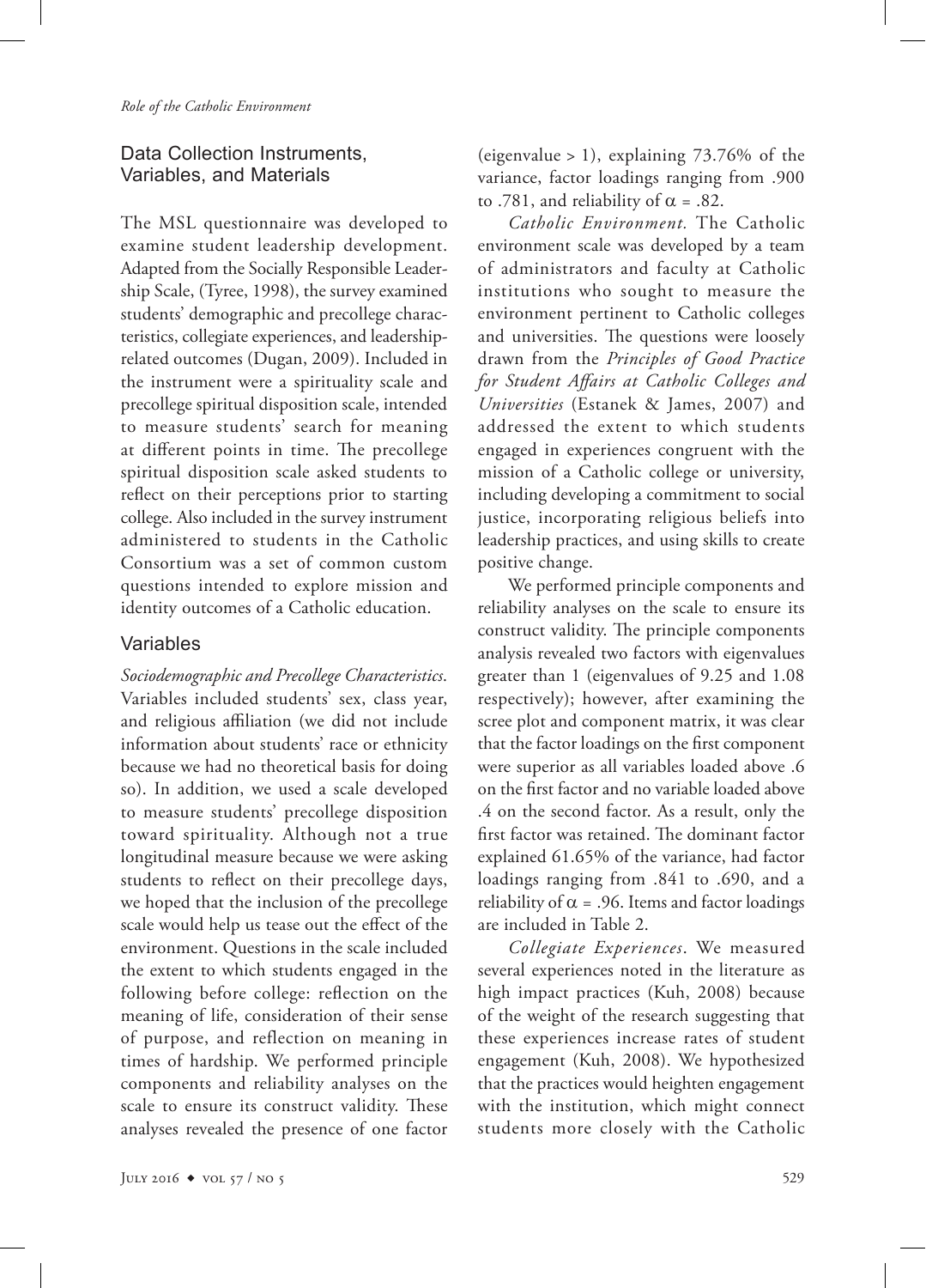## Data Collection Instruments, Variables, and Materials

The MSL questionnaire was developed to examine student leadership development. Adapted from the Socially Responsible Leadership Scale, (Tyree, 1998), the survey examined students' demographic and precollege characteristics, collegiate experiences, and leadership-related outcomes (Dugan, 2009). Included in the instrument were a spirituality scale and precollege spiritual disposition scale, intended to measure students' search for meaning at different points in time. The precollege spiritual disposition scale asked students to reflect on their perceptions prior to starting college. Also included in the survey instrument administered to students in the Catholic Consortium was a set of common custom questions intended to explore mission and identity outcomes of a Catholic education.

### Variables

*Sociodemographic and Precollege Characteristics*. Variables included students' sex, class year, and religious affiliation (we did not include information about students' race or ethnicity because we had no theoretical basis for doing so). In addition, we used a scale developed to measure students' precollege disposition toward spirituality. Although not a true longitudinal measure because we were asking students to reflect on their precollege days, we hoped that the inclusion of the precollege scale would help us tease out the effect of the environment. Questions in the scale included the extent to which students engaged in the following before college: reflection on the meaning of life, consideration of their sense of purpose, and reflection on meaning in times of hardship. We performed principle components and reliability analyses on the scale to ensure its construct validity. These analyses revealed the presence of one factor (eigenvalue > 1), explaining 73.76% of the variance, factor loadings ranging from .900 to .781, and reliability of $\alpha$ = .82.

*Catholic Environment.* The Catholic environment scale was developed by a team of administrators and faculty at Catholic institutions who sought to measure the environment pertinent to Catholic colleges and universities. The questions were loosely drawn from the *Principles of Good Practice for Student Affairs at Catholic Colleges and Universities* (Estanek & James, 2007) and addressed the extent to which students engaged in experiences congruent with the mission of a Catholic college or university, including developing a commitment to social justice, incorporating religious beliefs into leadership practices, and using skills to create positive change.

We performed principle components and reliability analyses on the scale to ensure its construct validity. The principle components analysis revealed two factors with eigenvalues greater than 1 (eigenvalues of 9.25 and 1.08 respectively); however, after examining the scree plot and component matrix, it was clear that the factor loadings on the first component were superior as all variables loaded above .6 on the first factor and no variable loaded above .4 on the second factor. As a result, only the first factor was retained. The dominant factor explained 61.65% of the variance, had factor loadings ranging from .841 to .690, and a reliability of $\alpha$ = .96. Items and factor loadings are included in Table 2.

*Collegiate Experiences*. We measured several experiences noted in the literature as high impact practices (Kuh, 2008) because of the weight of the research suggesting that these experiences increase rates of student engagement (Kuh, 2008). We hypothesized that the practices would heighten engagement with the institution, which might connect students more closely with the Catholic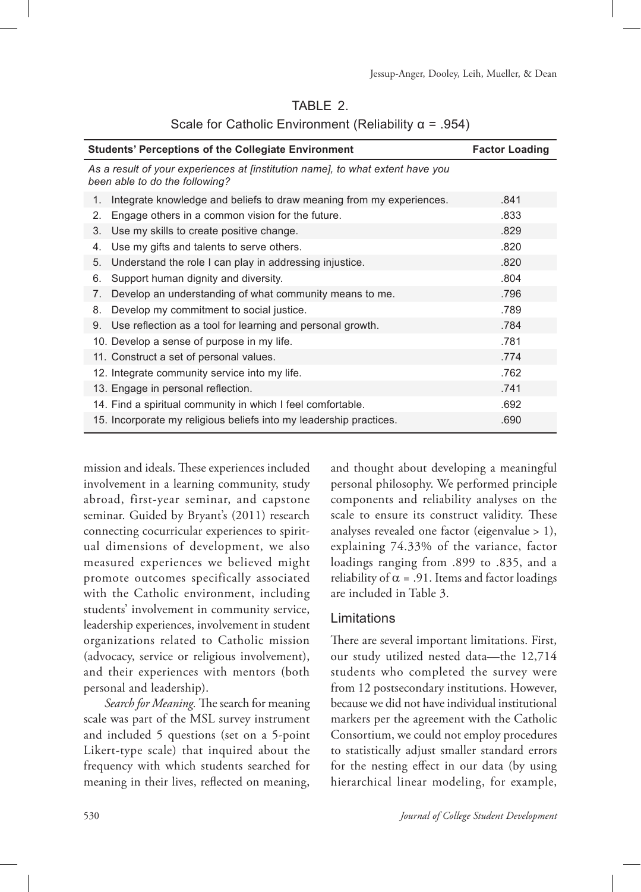TABLE 2.

Scale for Catholic Environment (Reliability $\alpha$ = .954)

| Students' Perceptions of the Collegiate Environment | Factor Loading |
|---|---|
| *As a result of your experiences at [institution name], to what extent have you been able to do the following?* | |
| 1. Integrate knowledge and beliefs to draw meaning from my experiences. | .841 |
| 2. Engage others in a common vision for the future. | .833 |
| 3. Use my skills to create positive change. | .829 |
| 4. Use my gifts and talents to serve others. | .820 |
| 5. Understand the role I can play in addressing injustice. | .820 |
| 6. Support human dignity and diversity. | .804 |
| 7. Develop an understanding of what community means to me. | .796 |
| 8. Develop my commitment to social justice. | .789 |
| 9. Use reflection as a tool for learning and personal growth. | .784 |
| 10. Develop a sense of purpose in my life. | .781 |
| 11. Construct a set of personal values. | .774 |
| 12. Integrate community service into my life. | .762 |
| 13. Engage in personal reflection. | .741 |
| 14. Find a spiritual community in which I feel comfortable. | .692 |
| 15. Incorporate my religious beliefs into my leadership practices. | .690 |

mission and ideals. These experiences included involvement in a learning community, study abroad, first-year seminar, and capstone seminar. Guided by Bryant's (2011) research connecting cocurricular experiences to spiritual dimensions of development, we also measured experiences we believed might promote outcomes specifically associated with the Catholic environment, including students' involvement in community service, leadership experiences, involvement in student organizations related to Catholic mission (advocacy, service or religious involvement), and their experiences with mentors (both personal and leadership).

*Search for Meaning.* The search for meaning scale was part of the MSL survey instrument and included 5 questions (set on a 5-point Likert-type scale) that inquired about the frequency with which students searched for meaning in their lives, reflected on meaning, and thought about developing a meaningful personal philosophy. We performed principle components and reliability analyses on the scale to ensure its construct validity. These analyses revealed one factor (eigenvalue > 1), explaining 74.33% of the variance, factor loadings ranging from .899 to .835, and a reliability of $\alpha$ = .91. Items and factor loadings are included in Table 3.

## Limitations

There are several important limitations. First, our study utilized nested data—the 12,714 students who completed the survey were from 12 postsecondary institutions. However, because we did not have individual institutional markers per the agreement with the Catholic Consortium, we could not employ procedures to statistically adjust smaller standard errors for the nesting effect in our data (by using hierarchical linear modeling, for example,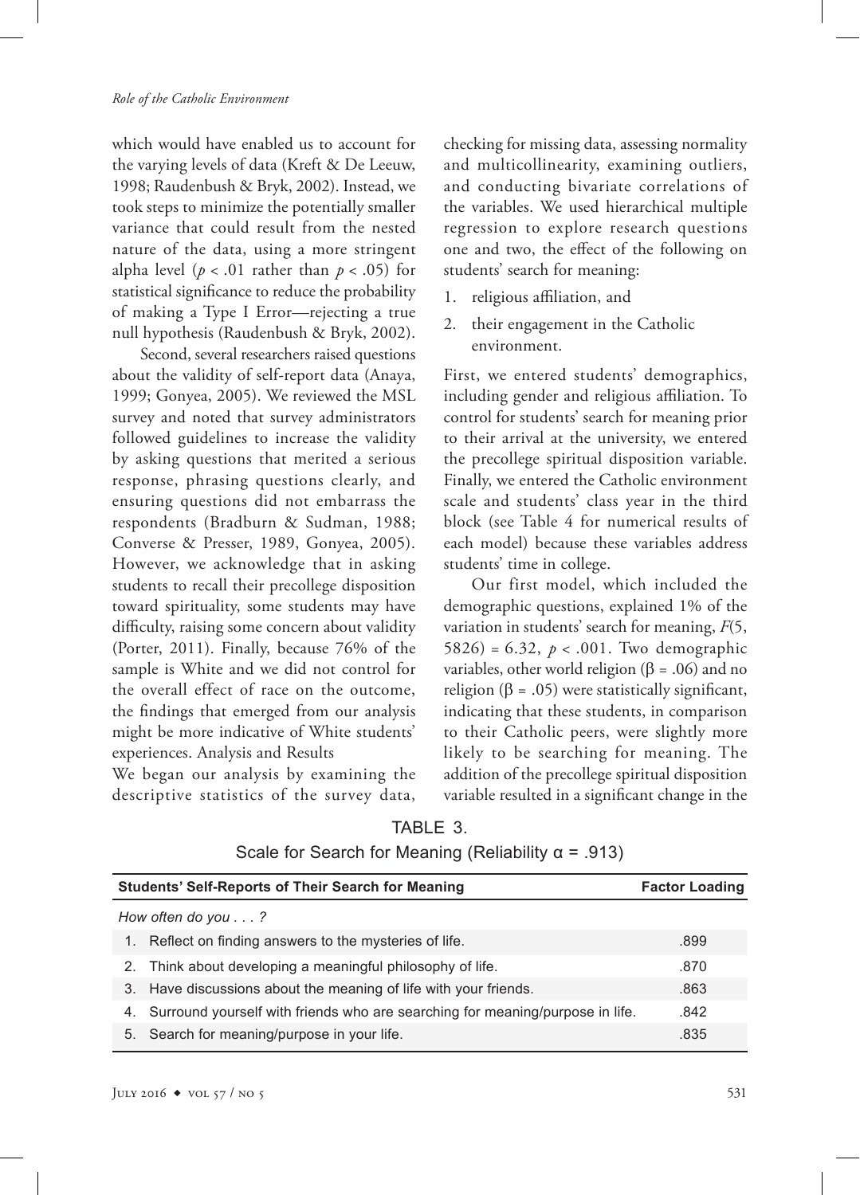which would have enabled us to account for the varying levels of data (Kreft & De Leeuw, 1998; Raudenbush & Bryk, 2002). Instead, we took steps to minimize the potentially smaller variance that could result from the nested nature of the data, using a more stringent alpha level ($p < .01$ rather than $p < .05$) for statistical significance to reduce the probability of making a Type I Error—rejecting a true null hypothesis (Raudenbush & Bryk, 2002).

Second, several researchers raised questions about the validity of self-report data (Anaya, 1999; Gonyea, 2005). We reviewed the MSL survey and noted that survey administrators followed guidelines to increase the validity by asking questions that merited a serious response, phrasing questions clearly, and ensuring questions did not embarrass the respondents (Bradburn & Sudman, 1988; Converse & Presser, 1989, Gonyea, 2005). However, we acknowledge that in asking students to recall their precollege disposition toward spirituality, some students may have difficulty, raising some concern about validity (Porter, 2011). Finally, because 76% of the sample is White and we did not control for the overall effect of race on the outcome, the findings that emerged from our analysis might be more indicative of White students' experiences. Analysis and Results

We began our analysis by examining the descriptive statistics of the survey data, checking for missing data, assessing normality and multicollinearity, examining outliers, and conducting bivariate correlations of the variables. We used hierarchical multiple regression to explore research questions one and two, the effect of the following on students' search for meaning:

1. religious affiliation, and
2. their engagement in the Catholic environment.

First, we entered students' demographics, including gender and religious affiliation. To control for students' search for meaning prior to their arrival at the university, we entered the precollege spiritual disposition variable. Finally, we entered the Catholic environment scale and students' class year in the third block (see Table 4 for numerical results of each model) because these variables address students' time in college.

Our first model, which included the demographic questions, explained 1% of the variation in students' search for meaning, $F(5, 5826) = 6.32$, $p < .001$. Two demographic variables, other world religion ($\beta = .06$) and no religion ($\beta = .05$) were statistically significant, indicating that these students, in comparison to their Catholic peers, were slightly more likely to be searching for meaning. The addition of the precollege spiritual disposition variable resulted in a significant change in the

TABLE 3.
Scale for Search for Meaning (Reliability $\alpha = .913$)

| Students' Self-Reports of Their Search for Meaning | Factor Loading |
|---|---|
| *How often do you . . . ?* | |
| 1. Reflect on finding answers to the mysteries of life. | .899 |
| 2. Think about developing a meaningful philosophy of life. | .870 |
| 3. Have discussions about the meaning of life with your friends. | .863 |
| 4. Surround yourself with friends who are searching for meaning/purpose in life. | .842 |
| 5. Search for meaning/purpose in your life. | .835 |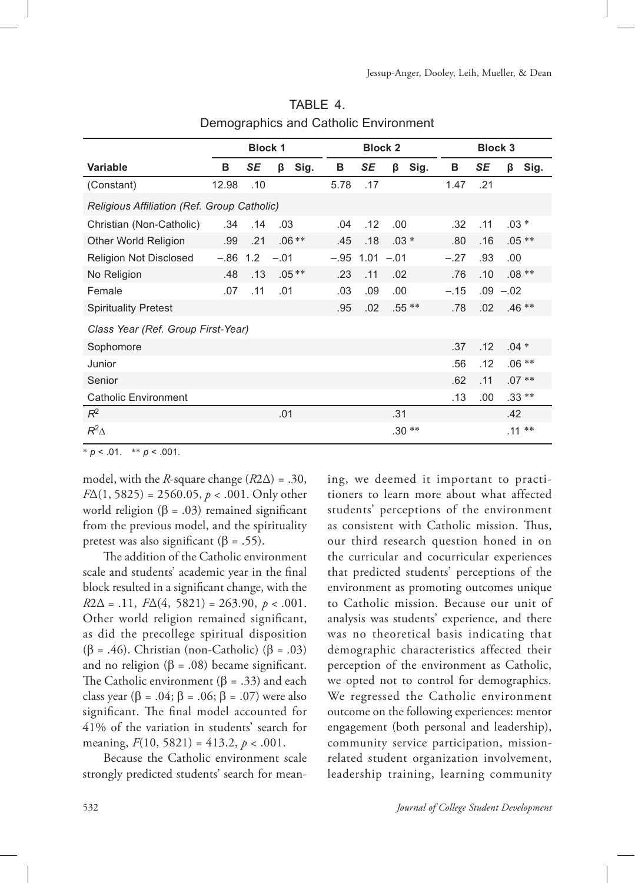TABLE 4.
Demographics and Catholic Environment

| | Block 1 | | | | Block 2 | | | | Block 3 | | | |
|---|---|---|---|---|---|---|---|---|---|---|---|---|
| Variable | B | *SE* | β | Sig. | B | *SE* | β | Sig. | B | *SE* | β | Sig. |
| (Constant) | 12.98 | .10 | | | 5.78 | .17 | | | 1.47 | .21 | | |
| *Religious Affiliation (Ref. Group Catholic)* | | | | | | | | | | | | |
| Christian (Non-Catholic) | .34 | .14 | .03 | | .04 | .12 | .00 | | .32 | .11 | .03 | * |
| Other World Religion | .99 | .21 | .06 | ** | .45 | .18 | .03 | * | .80 | .16 | .05 | ** |
| Religion Not Disclosed | –.86 | 1.2 | –.01 | | –.95 | 1.01 | –.01 | | –.27 | .93 | .00 | |
| No Religion | .48 | .13 | .05 | ** | .23 | .11 | .02 | | .76 | .10 | .08 | ** |
| Female | .07 | .11 | .01 | | .03 | .09 | .00 | | –.15 | .09 | –.02 | |
| Spirituality Pretest | | | | | .95 | .02 | .55 | ** | .78 | .02 | .46 | ** |
| *Class Year (Ref. Group First-Year)* | | | | | | | | | | | | |
| Sophomore | | | | | | | | | .37 | .12 | .04 | * |
| Junior | | | | | | | | | .56 | .12 | .06 | ** |
| Senior | | | | | | | | | .62 | .11 | .07 | ** |
| Catholic Environment | | | | | | | | | .13 | .00 | .33 | ** |
| $R^2$ | | | .01 | | | | .31 | | | | .42 | |
| $R^2\Delta$ | | | | | | | .30 | ** | | | .11 | ** |

\* $p < .01$. ** $p < .001$.

model, with the *R*-square change ($R2\Delta$) = .30, $F\Delta(1, 5825) = 2560.05$, $p < .001$. Only other world religion (β = .03) remained significant from the previous model, and the spirituality pretest was also significant (β = .55).

The addition of the Catholic environment scale and students' academic year in the final block resulted in a significant change, with the $R2\Delta = .11$, $F\Delta(4, 5821) = 263.90$, $p < .001$. Other world religion remained significant, as did the precollege spiritual disposition (β = .46). Christian (non-Catholic) (β = .03) and no religion (β = .08) became significant. The Catholic environment (β = .33) and each class year (β = .04; β = .06; β = .07) were also significant. The final model accounted for 41% of the variation in students' search for meaning, $F(10, 5821) = 413.2$, $p < .001$.

Because the Catholic environment scale strongly predicted students' search for meaning, we deemed it important to practitioners to learn more about what affected students' perceptions of the environment as consistent with Catholic mission. Thus, our third research question honed in on the curricular and cocurricular experiences that predicted students' perceptions of the environment as promoting outcomes unique to Catholic mission. Because our unit of analysis was students' experience, and there was no theoretical basis indicating that demographic characteristics affected their perception of the environment as Catholic, we opted not to control for demographics. We regressed the Catholic environment outcome on the following experiences: mentor engagement (both personal and leadership), community service participation, mission-related student organization involvement, leadership training, learning community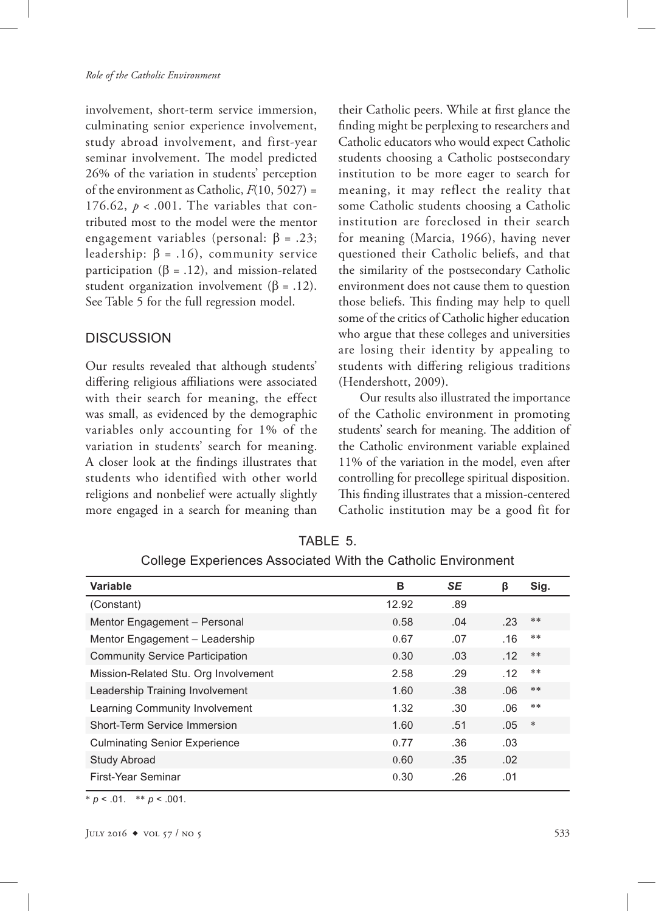involvement, short-term service immersion, culminating senior experience involvement, study abroad involvement, and first-year seminar involvement. The model predicted 26% of the variation in students' perception of the environment as Catholic, $F(10, 5027) = 176.62$, $p < .001$. The variables that contributed most to the model were the mentor engagement variables (personal: $\beta = .23$; leadership: $\beta = .16$), community service participation ($\beta = .12$), and mission-related student organization involvement ($\beta = .12$). See Table 5 for the full regression model.

## DISCUSSION

Our results revealed that although students' differing religious affiliations were associated with their search for meaning, the effect was small, as evidenced by the demographic variables only accounting for 1% of the variation in students' search for meaning. A closer look at the findings illustrates that students who identified with other world religions and nonbelief were actually slightly more engaged in a search for meaning than their Catholic peers. While at first glance the finding might be perplexing to researchers and Catholic educators who would expect Catholic students choosing a Catholic postsecondary institution to be more eager to search for meaning, it may reflect the reality that some Catholic students choosing a Catholic institution are foreclosed in their search for meaning (Marcia, 1966), having never questioned their Catholic beliefs, and that the similarity of the postsecondary Catholic environment does not cause them to question those beliefs. This finding may help to quell some of the critics of Catholic higher education who argue that these colleges and universities are losing their identity by appealing to students with differing religious traditions (Hendershott, 2009).

Our results also illustrated the importance of the Catholic environment in promoting students' search for meaning. The addition of the Catholic environment variable explained 11% of the variation in the model, even after controlling for precollege spiritual disposition. This finding illustrates that a mission-centered Catholic institution may be a good fit for

TABLE 5.
College Experiences Associated With the Catholic Environment

| Variable | B | *SE* | β | Sig. |
|---|---|---|---|---|
| (Constant) | 12.92 | .89 | | |
| Mentor Engagement – Personal | 0.58 | .04 | .23 | ** |
| Mentor Engagement – Leadership | 0.67 | .07 | .16 | ** |
| Community Service Participation | 0.30 | .03 | .12 | ** |
| Mission-Related Stu. Org Involvement | 2.58 | .29 | .12 | ** |
| Leadership Training Involvement | 1.60 | .38 | .06 | ** |
| Learning Community Involvement | 1.32 | .30 | .06 | ** |
| Short-Term Service Immersion | 1.60 | .51 | .05 | * |
| Culminating Senior Experience | 0.77 | .36 | .03 | |
| Study Abroad | 0.60 | .35 | .02 | |
| First-Year Seminar | 0.30 | .26 | .01 | |

* $p < .01$. ** $p < .001$.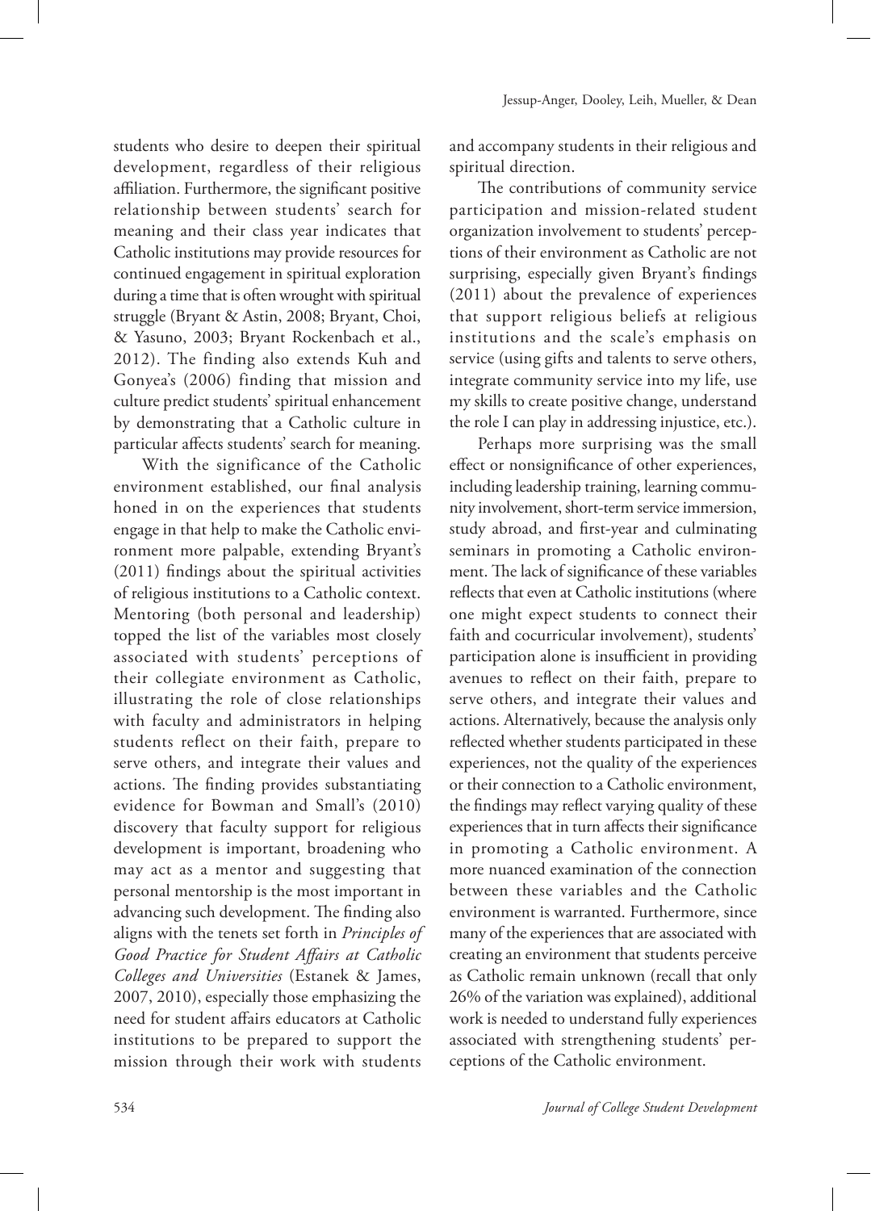students who desire to deepen their spiritual development, regardless of their religious affiliation. Furthermore, the significant positive relationship between students' search for meaning and their class year indicates that Catholic institutions may provide resources for continued engagement in spiritual exploration during a time that is often wrought with spiritual struggle (Bryant & Astin, 2008; Bryant, Choi, & Yasuno, 2003; Bryant Rockenbach et al., 2012). The finding also extends Kuh and Gonyea's (2006) finding that mission and culture predict students' spiritual enhancement by demonstrating that a Catholic culture in particular affects students' search for meaning.

With the significance of the Catholic environment established, our final analysis honed in on the experiences that students engage in that help to make the Catholic environment more palpable, extending Bryant's (2011) findings about the spiritual activities of religious institutions to a Catholic context. Mentoring (both personal and leadership) topped the list of the variables most closely associated with students' perceptions of their collegiate environment as Catholic, illustrating the role of close relationships with faculty and administrators in helping students reflect on their faith, prepare to serve others, and integrate their values and actions. The finding provides substantiating evidence for Bowman and Small's (2010) discovery that faculty support for religious development is important, broadening who may act as a mentor and suggesting that personal mentorship is the most important in advancing such development. The finding also aligns with the tenets set forth in *Principles of Good Practice for Student Affairs at Catholic Colleges and Universities* (Estanek & James, 2007, 2010), especially those emphasizing the need for student affairs educators at Catholic institutions to be prepared to support the mission through their work with students and accompany students in their religious and spiritual direction.

The contributions of community service participation and mission-related student organization involvement to students' perceptions of their environment as Catholic are not surprising, especially given Bryant's findings (2011) about the prevalence of experiences that support religious beliefs at religious institutions and the scale's emphasis on service (using gifts and talents to serve others, integrate community service into my life, use my skills to create positive change, understand the role I can play in addressing injustice, etc.).

Perhaps more surprising was the small effect or nonsignificance of other experiences, including leadership training, learning community involvement, short-term service immersion, study abroad, and first-year and culminating seminars in promoting a Catholic environment. The lack of significance of these variables reflects that even at Catholic institutions (where one might expect students to connect their faith and cocurricular involvement), students' participation alone is insufficient in providing avenues to reflect on their faith, prepare to serve others, and integrate their values and actions. Alternatively, because the analysis only reflected whether students participated in these experiences, not the quality of the experiences or their connection to a Catholic environment, the findings may reflect varying quality of these experiences that in turn affects their significance in promoting a Catholic environment. A more nuanced examination of the connection between these variables and the Catholic environment is warranted. Furthermore, since many of the experiences that are associated with creating an environment that students perceive as Catholic remain unknown (recall that only 26% of the variation was explained), additional work is needed to understand fully experiences associated with strengthening students' perceptions of the Catholic environment.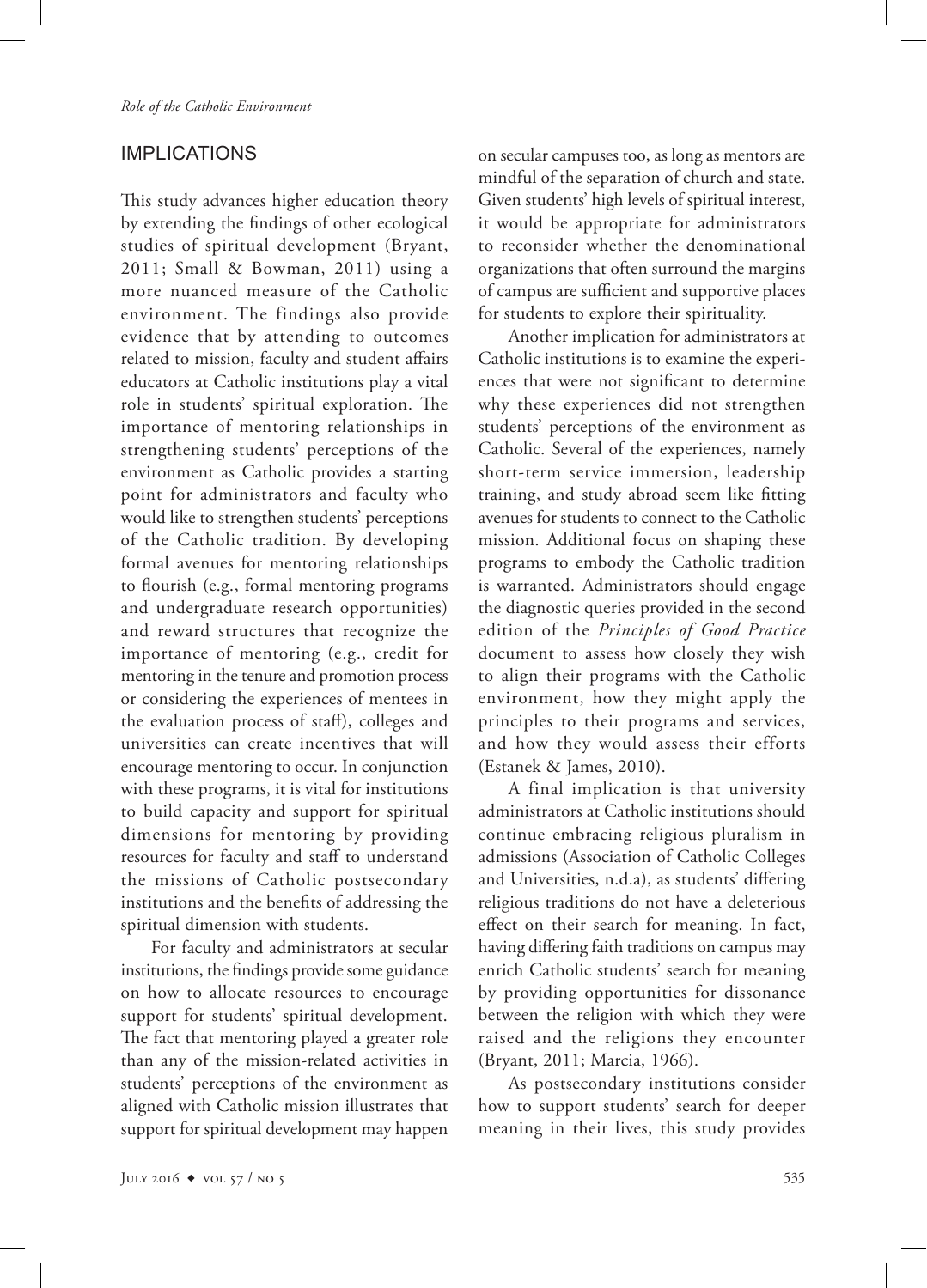## IMPLICATIONS

This study advances higher education theory by extending the findings of other ecological studies of spiritual development (Bryant, 2011; Small & Bowman, 2011) using a more nuanced measure of the Catholic environment. The findings also provide evidence that by attending to outcomes related to mission, faculty and student affairs educators at Catholic institutions play a vital role in students' spiritual exploration. The importance of mentoring relationships in strengthening students' perceptions of the environment as Catholic provides a starting point for administrators and faculty who would like to strengthen students' perceptions of the Catholic tradition. By developing formal avenues for mentoring relationships to flourish (e.g., formal mentoring programs and undergraduate research opportunities) and reward structures that recognize the importance of mentoring (e.g., credit for mentoring in the tenure and promotion process or considering the experiences of mentees in the evaluation process of staff), colleges and universities can create incentives that will encourage mentoring to occur. In conjunction with these programs, it is vital for institutions to build capacity and support for spiritual dimensions for mentoring by providing resources for faculty and staff to understand the missions of Catholic postsecondary institutions and the benefits of addressing the spiritual dimension with students.

For faculty and administrators at secular institutions, the findings provide some guidance on how to allocate resources to encourage support for students' spiritual development. The fact that mentoring played a greater role than any of the mission-related activities in students' perceptions of the environment as aligned with Catholic mission illustrates that support for spiritual development may happen on secular campuses too, as long as mentors are mindful of the separation of church and state. Given students' high levels of spiritual interest, it would be appropriate for administrators to reconsider whether the denominational organizations that often surround the margins of campus are sufficient and supportive places for students to explore their spirituality.

Another implication for administrators at Catholic institutions is to examine the experiences that were not significant to determine why these experiences did not strengthen students' perceptions of the environment as Catholic. Several of the experiences, namely short-term service immersion, leadership training, and study abroad seem like fitting avenues for students to connect to the Catholic mission. Additional focus on shaping these programs to embody the Catholic tradition is warranted. Administrators should engage the diagnostic queries provided in the second edition of the *Principles of Good Practice* document to assess how closely they wish to align their programs with the Catholic environment, how they might apply the principles to their programs and services, and how they would assess their efforts (Estanek & James, 2010).

A final implication is that university administrators at Catholic institutions should continue embracing religious pluralism in admissions (Association of Catholic Colleges and Universities, n.d.a), as students' differing religious traditions do not have a deleterious effect on their search for meaning. In fact, having differing faith traditions on campus may enrich Catholic students' search for meaning by providing opportunities for dissonance between the religion with which they were raised and the religions they encounter (Bryant, 2011; Marcia, 1966).

As postsecondary institutions consider how to support students' search for deeper meaning in their lives, this study provides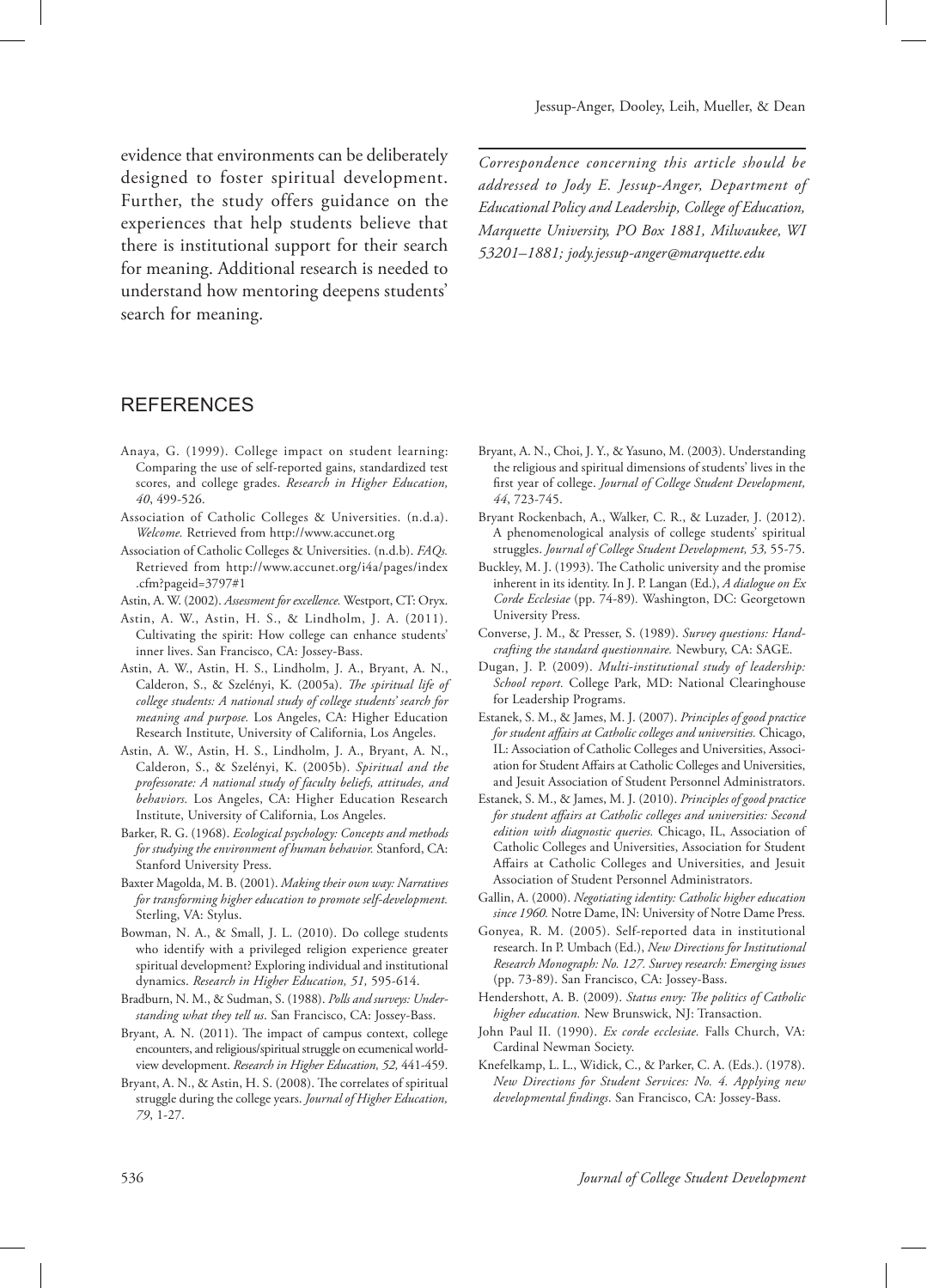evidence that environments can be deliberately designed to foster spiritual development. Further, the study offers guidance on the experiences that help students believe that there is institutional support for their search for meaning. Additional research is needed to understand how mentoring deepens students' search for meaning.

*Correspondence concerning this article should be addressed to Jody E. Jessup-Anger, Department of Educational Policy and Leadership, College of Education, Marquette University, PO Box 1881, Milwaukee, WI 53201–1881; jody.jessup-anger@marquette.edu*

## REFERENCES

Anaya, G. (1999). College impact on student learning: Comparing the use of self-reported gains, standardized test scores, and college grades. *Research in Higher Education, 40*, 499-526.

Association of Catholic Colleges & Universities. (n.d.a). *Welcome.* Retrieved from http://www.accunet.org

Association of Catholic Colleges & Universities. (n.d.b). *FAQs.* Retrieved from http://www.accunet.org/i4a/pages/index.cfm?pageid=3797#1

Astin, A. W. (2002). *Assessment for excellence.* Westport, CT: Oryx.

Astin, A. W., Astin, H. S., & Lindholm, J. A. (2011). Cultivating the spirit: How college can enhance students' inner lives. San Francisco, CA: Jossey-Bass.

Astin, A. W., Astin, H. S., Lindholm, J. A., Bryant, A. N., Calderon, S., & Szelényi, K. (2005a). *The spiritual life of college students: A national study of college students' search for meaning and purpose.* Los Angeles, CA: Higher Education Research Institute, University of California, Los Angeles.

Astin, A. W., Astin, H. S., Lindholm, J. A., Bryant, A. N., Calderon, S., & Szelényi, K. (2005b). *Spiritual and the professorate: A national study of faculty beliefs, attitudes, and behaviors.* Los Angeles, CA: Higher Education Research Institute, University of California, Los Angeles.

Barker, R. G. (1968). *Ecological psychology: Concepts and methods for studying the environment of human behavior.* Stanford, CA: Stanford University Press.

Baxter Magolda, M. B. (2001). *Making their own way: Narratives for transforming higher education to promote self-development.* Sterling, VA: Stylus.

Bowman, N. A., & Small, J. L. (2010). Do college students who identify with a privileged religion experience greater spiritual development? Exploring individual and institutional dynamics. *Research in Higher Education, 51,* 595-614.

Bradburn, N. M., & Sudman, S. (1988). *Polls and surveys: Understanding what they tell us*. San Francisco, CA: Jossey-Bass.

Bryant, A. N. (2011). The impact of campus context, college encounters, and religious/spiritual struggle on ecumenical worldview development. *Research in Higher Education, 52,* 441-459.

Bryant, A. N., & Astin, H. S. (2008). The correlates of spiritual struggle during the college years. *Journal of Higher Education, 79*, 1-27.

Bryant, A. N., Choi, J. Y., & Yasuno, M. (2003). Understanding the religious and spiritual dimensions of students' lives in the first year of college. *Journal of College Student Development, 44*, 723-745.

Bryant Rockenbach, A., Walker, C. R., & Luzader, J. (2012). A phenomenological analysis of college students' spiritual struggles. *Journal of College Student Development, 53,* 55-75.

Buckley, M. J. (1993). The Catholic university and the promise inherent in its identity. In J. P. Langan (Ed.), *A dialogue on Ex Corde Ecclesiae* (pp. 74-89). Washington, DC: Georgetown University Press.

Converse, J. M., & Presser, S. (1989). *Survey questions: Handcrafting the standard questionnaire.* Newbury, CA: SAGE.

Dugan, J. P. (2009). *Multi-institutional study of leadership: School report.* College Park, MD: National Clearinghouse for Leadership Programs.

Estanek, S. M., & James, M. J. (2007). *Principles of good practice for student affairs at Catholic colleges and universities.* Chicago, IL: Association of Catholic Colleges and Universities, Association for Student Affairs at Catholic Colleges and Universities, and Jesuit Association of Student Personnel Administrators.

Estanek, S. M., & James, M. J. (2010). *Principles of good practice for student affairs at Catholic colleges and universities: Second edition with diagnostic queries.* Chicago, IL, Association of Catholic Colleges and Universities, Association for Student Affairs at Catholic Colleges and Universities, and Jesuit Association of Student Personnel Administrators.

Gallin, A. (2000). *Negotiating identity: Catholic higher education since 1960.* Notre Dame, IN: University of Notre Dame Press.

Gonyea, R. M. (2005). Self-reported data in institutional research. In P. Umbach (Ed.), *New Directions for Institutional Research Monograph: No. 127. Survey research: Emerging issues* (pp. 73-89). San Francisco, CA: Jossey-Bass.

Hendershott, A. B. (2009). *Status envy: The politics of Catholic higher education.* New Brunswick, NJ: Transaction.

John Paul II. (1990). *Ex corde ecclesiae.* Falls Church, VA: Cardinal Newman Society.

Knefelkamp, L. L., Widick, C., & Parker, C. A. (Eds.). (1978). *New Directions for Student Services: No. 4. Applying new developmental findings*. San Francisco, CA: Jossey-Bass.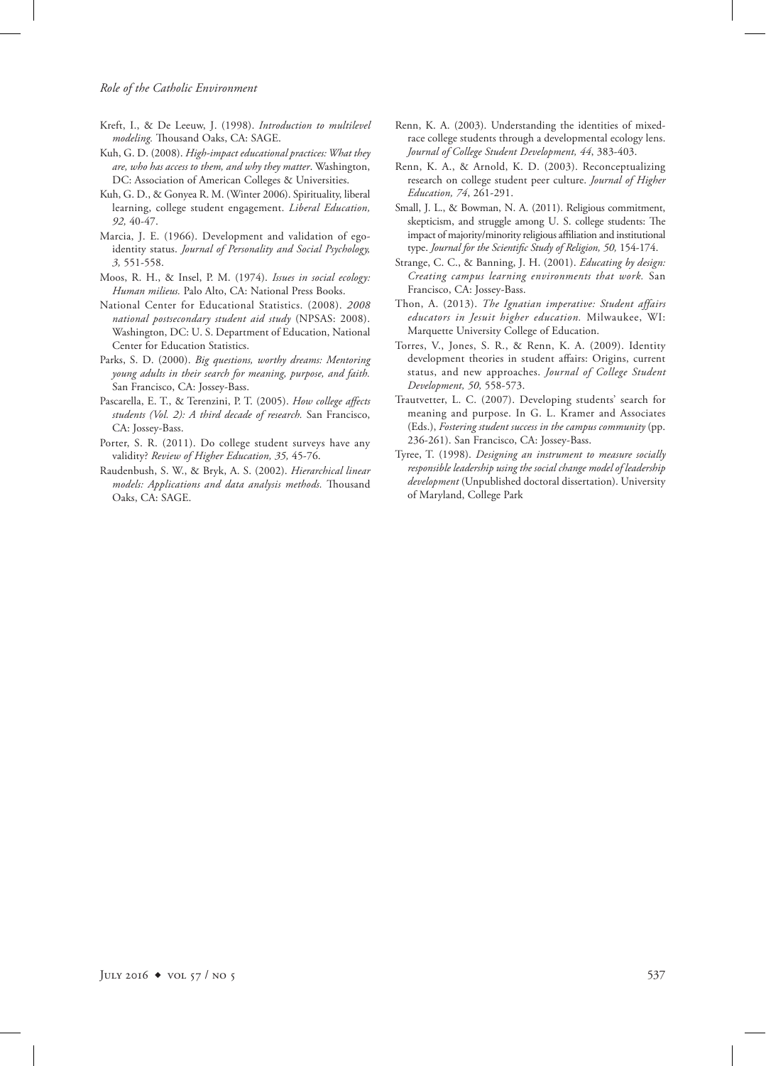Kreft, I., & De Leeuw, J. (1998). *Introduction to multilevel modeling.* Thousand Oaks, CA: SAGE.

Kuh, G. D. (2008). *High-impact educational practices: What they are, who has access to them, and why they matter*. Washington, DC: Association of American Colleges & Universities.

Kuh, G. D., & Gonyea R. M. (Winter 2006). Spirituality, liberal learning, college student engagement. *Liberal Education, 92,* 40-47.

Marcia, J. E. (1966). Development and validation of ego-identity status. *Journal of Personality and Social Psychology, 3,* 551-558.

Moos, R. H., & Insel, P. M. (1974). *Issues in social ecology: Human milieus.* Palo Alto, CA: National Press Books.

National Center for Educational Statistics. (2008). *2008 national postsecondary student aid study* (NPSAS: 2008). Washington, DC: U. S. Department of Education, National Center for Education Statistics.

Parks, S. D. (2000). *Big questions, worthy dreams: Mentoring young adults in their search for meaning, purpose, and faith.* San Francisco, CA: Jossey-Bass.

Pascarella, E. T., & Terenzini, P. T. (2005). *How college affects students (Vol. 2): A third decade of research.* San Francisco, CA: Jossey-Bass.

Porter, S. R. (2011). Do college student surveys have any validity? *Review of Higher Education, 35,* 45-76.

Raudenbush, S. W., & Bryk, A. S. (2002). *Hierarchical linear models: Applications and data analysis methods.* Thousand Oaks, CA: SAGE.

Renn, K. A. (2003). Understanding the identities of mixed-race college students through a developmental ecology lens. *Journal of College Student Development, 44*, 383-403.

Renn, K. A., & Arnold, K. D. (2003). Reconceptualizing research on college student peer culture. *Journal of Higher Education, 74*, 261-291.

Small, J. L., & Bowman, N. A. (2011). Religious commitment, skepticism, and struggle among U. S. college students: The impact of majority/minority religious affiliation and institutional type. *Journal for the Scientific Study of Religion, 50,* 154-174.

Strange, C. C., & Banning, J. H. (2001). *Educating by design: Creating campus learning environments that work.* San Francisco, CA: Jossey-Bass.

Thon, A. (2013). *The Ignatian imperative: Student affairs educators in Jesuit higher education.* Milwaukee, WI: Marquette University College of Education.

Torres, V., Jones, S. R., & Renn, K. A. (2009). Identity development theories in student affairs: Origins, current status, and new approaches. *Journal of College Student Development, 50,* 558-573.

Trautvetter, L. C. (2007). Developing students' search for meaning and purpose. In G. L. Kramer and Associates (Eds.), *Fostering student success in the campus community* (pp. 236-261). San Francisco, CA: Jossey-Bass.

Tyree, T. (1998). *Designing an instrument to measure socially responsible leadership using the social change model of leadership development* (Unpublished doctoral dissertation). University of Maryland, College Park